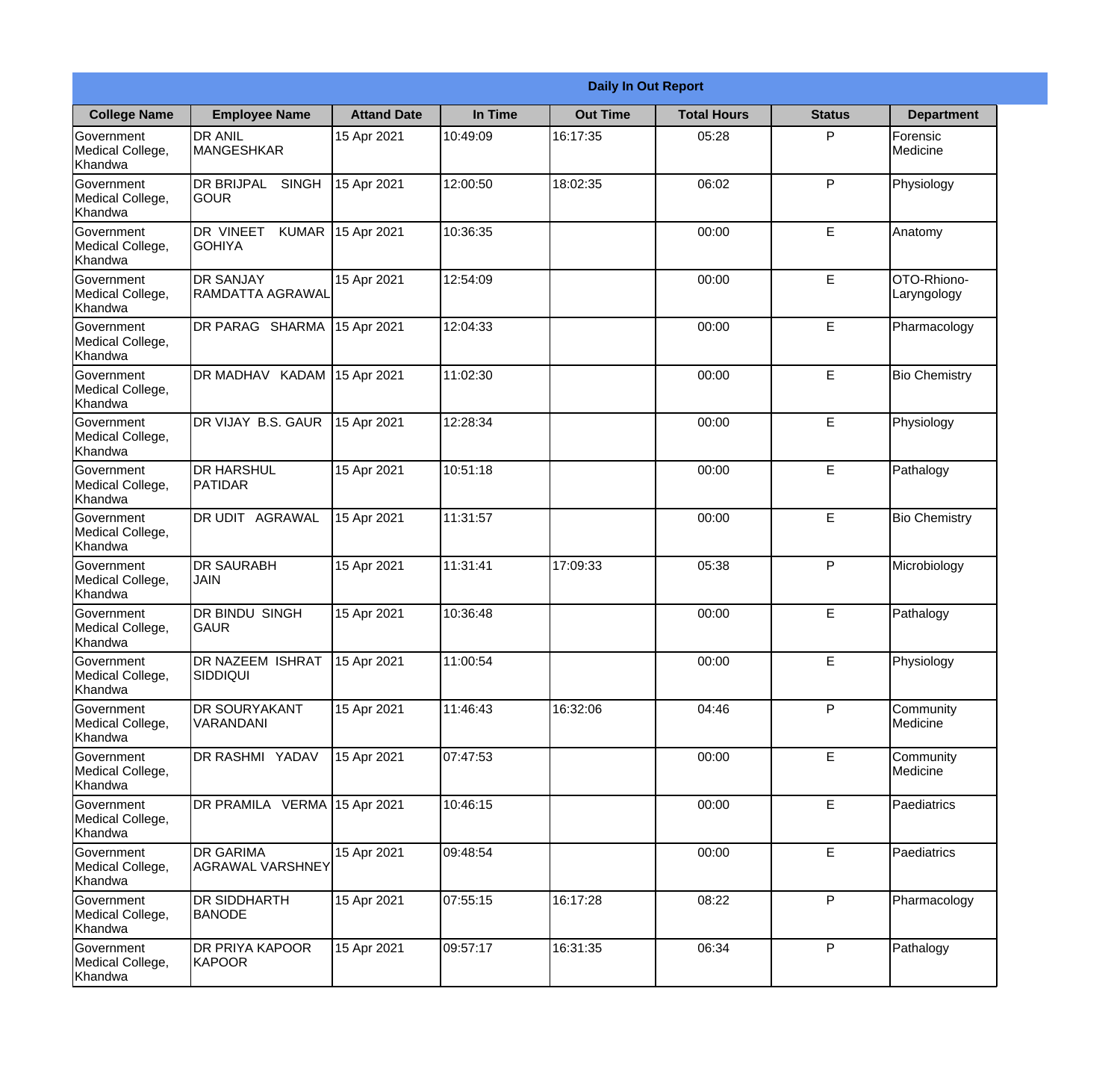**Daily In Out Report**

| College Name | Employee Name | Attand Date | In Time | Out Time | Total Hours | Status | Department |
|---|---|---|---|---|---|---|---|
| Government Medical College, Khandwa | DR ANIL MANGESHKAR | 15 Apr 2021 | 10:49:09 | 16:17:35 | 05:28 | P | Forensic Medicine |
| Government Medical College, Khandwa | DR BRIJPAL SINGH GOUR | 15 Apr 2021 | 12:00:50 | 18:02:35 | 06:02 | P | Physiology |
| Government Medical College, Khandwa | DR VINEET KUMAR GOHIYA | 15 Apr 2021 | 10:36:35 | | 00:00 | E | Anatomy |
| Government Medical College, Khandwa | DR SANJAY RAMDATTA AGRAWAL | 15 Apr 2021 | 12:54:09 | | 00:00 | E | OTO-Rhiono-Laryngology |
| Government Medical College, Khandwa | DR PARAG SHARMA | 15 Apr 2021 | 12:04:33 | | 00:00 | E | Pharmacology |
| Government Medical College, Khandwa | DR MADHAV KADAM | 15 Apr 2021 | 11:02:30 | | 00:00 | E | Bio Chemistry |
| Government Medical College, Khandwa | DR VIJAY B.S. GAUR | 15 Apr 2021 | 12:28:34 | | 00:00 | E | Physiology |
| Government Medical College, Khandwa | DR HARSHUL PATIDAR | 15 Apr 2021 | 10:51:18 | | 00:00 | E | Pathalogy |
| Government Medical College, Khandwa | DR UDIT AGRAWAL | 15 Apr 2021 | 11:31:57 | | 00:00 | E | Bio Chemistry |
| Government Medical College, Khandwa | DR SAURABH JAIN | 15 Apr 2021 | 11:31:41 | 17:09:33 | 05:38 | P | Microbiology |
| Government Medical College, Khandwa | DR BINDU SINGH GAUR | 15 Apr 2021 | 10:36:48 | | 00:00 | E | Pathalogy |
| Government Medical College, Khandwa | DR NAZEEM ISHRAT SIDDIQUI | 15 Apr 2021 | 11:00:54 | | 00:00 | E | Physiology |
| Government Medical College, Khandwa | DR SOURYAKANT VARANDANI | 15 Apr 2021 | 11:46:43 | 16:32:06 | 04:46 | P | Community Medicine |
| Government Medical College, Khandwa | DR RASHMI YADAV | 15 Apr 2021 | 07:47:53 | | 00:00 | E | Community Medicine |
| Government Medical College, Khandwa | DR PRAMILA VERMA | 15 Apr 2021 | 10:46:15 | | 00:00 | E | Paediatrics |
| Government Medical College, Khandwa | DR GARIMA AGRAWAL VARSHNEY | 15 Apr 2021 | 09:48:54 | | 00:00 | E | Paediatrics |
| Government Medical College, Khandwa | DR SIDDHARTH BANODE | 15 Apr 2021 | 07:55:15 | 16:17:28 | 08:22 | P | Pharmacology |
| Government Medical College, Khandwa | DR PRIYA KAPOOR KAPOOR | 15 Apr 2021 | 09:57:17 | 16:31:35 | 06:34 | P | Pathalogy |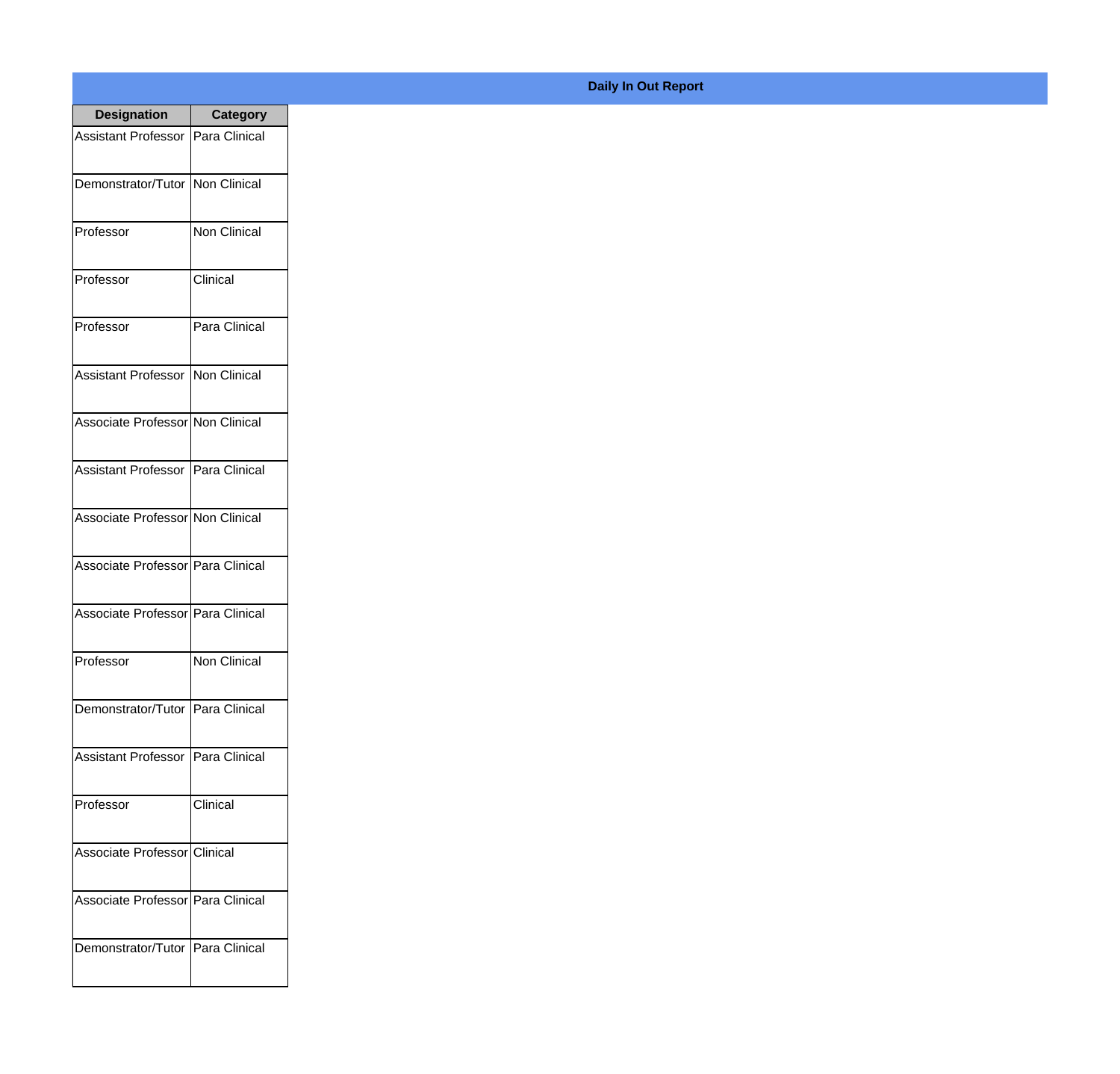**Daily In Out Report**

| Designation | Category |
|---|---|
| Assistant Professor | Para Clinical |
| Demonstrator/Tutor | Non Clinical |
| Professor | Non Clinical |
| Professor | Clinical |
| Professor | Para Clinical |
| Assistant Professor | Non Clinical |
| Associate Professor | Non Clinical |
| Assistant Professor | Para Clinical |
| Associate Professor | Non Clinical |
| Associate Professor | Para Clinical |
| Associate Professor | Para Clinical |
| Professor | Non Clinical |
| Demonstrator/Tutor | Para Clinical |
| Assistant Professor | Para Clinical |
| Professor | Clinical |
| Associate Professor | Clinical |
| Associate Professor | Para Clinical |
| Demonstrator/Tutor | Para Clinical |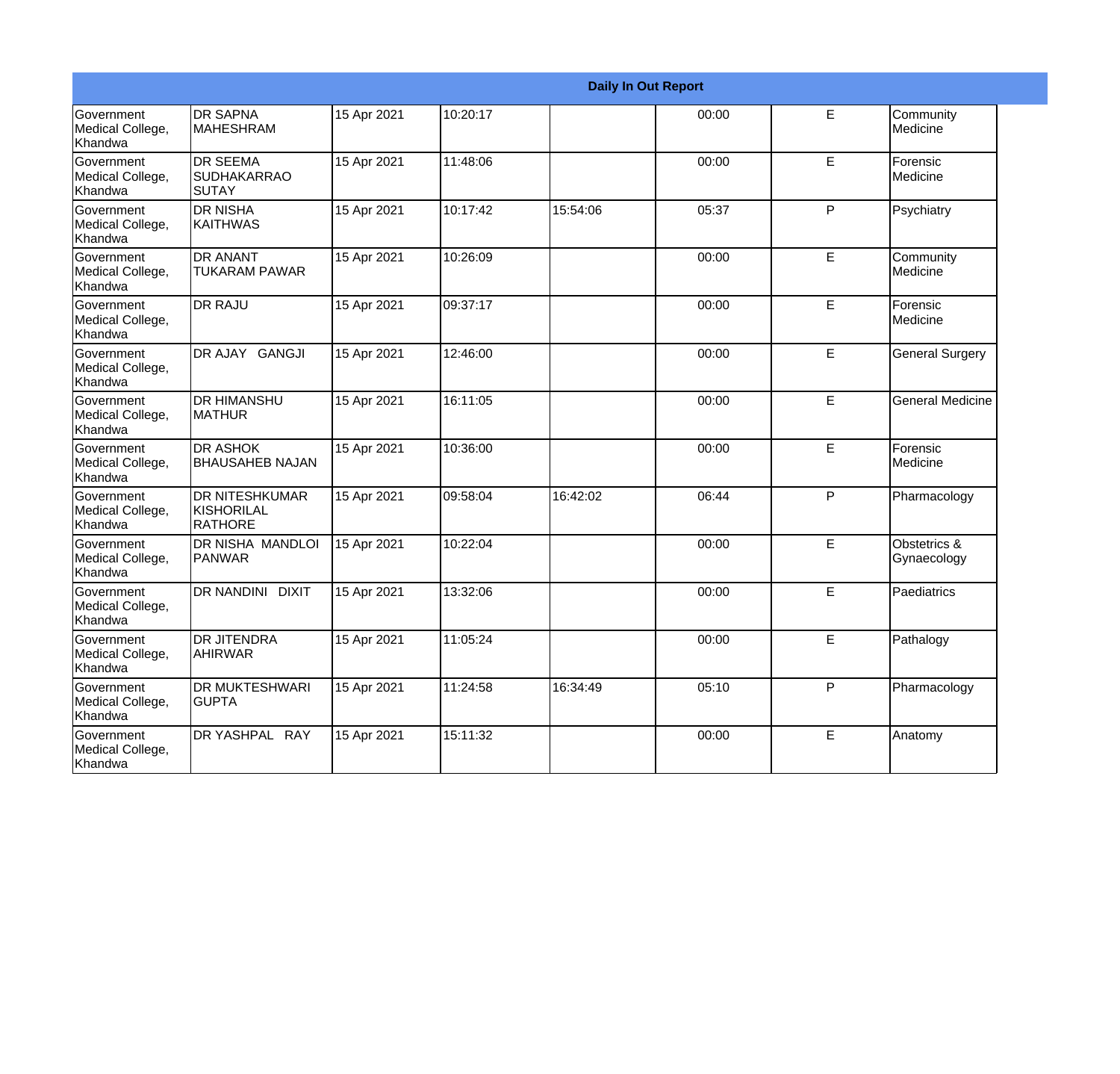| Daily In Out Report | | | | | | | |
|---|---|---|---|---|---|---|---|
| Government Medical College, Khandwa | DR SAPNA MAHESHRAM | 15 Apr 2021 | 10:20:17 | | 00:00 | E | Community Medicine |
| Government Medical College, Khandwa | DR SEEMA SUDHAKARRAO SUTAY | 15 Apr 2021 | 11:48:06 | | 00:00 | E | Forensic Medicine |
| Government Medical College, Khandwa | DR NISHA KAITHWAS | 15 Apr 2021 | 10:17:42 | 15:54:06 | 05:37 | P | Psychiatry |
| Government Medical College, Khandwa | DR ANANT TUKARAM PAWAR | 15 Apr 2021 | 10:26:09 | | 00:00 | E | Community Medicine |
| Government Medical College, Khandwa | DR RAJU | 15 Apr 2021 | 09:37:17 | | 00:00 | E | Forensic Medicine |
| Government Medical College, Khandwa | DR AJAY GANGJI | 15 Apr 2021 | 12:46:00 | | 00:00 | E | General Surgery |
| Government Medical College, Khandwa | DR HIMANSHU MATHUR | 15 Apr 2021 | 16:11:05 | | 00:00 | E | General Medicine |
| Government Medical College, Khandwa | DR ASHOK BHAUSAHEB NAJAN | 15 Apr 2021 | 10:36:00 | | 00:00 | E | Forensic Medicine |
| Government Medical College, Khandwa | DR NITESHKUMAR KISHORILAL RATHORE | 15 Apr 2021 | 09:58:04 | 16:42:02 | 06:44 | P | Pharmacology |
| Government Medical College, Khandwa | DR NISHA MANDLOI PANWAR | 15 Apr 2021 | 10:22:04 | | 00:00 | E | Obstetrics & Gynaecology |
| Government Medical College, Khandwa | DR NANDINI DIXIT | 15 Apr 2021 | 13:32:06 | | 00:00 | E | Paediatrics |
| Government Medical College, Khandwa | DR JITENDRA AHIRWAR | 15 Apr 2021 | 11:05:24 | | 00:00 | E | Pathalogy |
| Government Medical College, Khandwa | DR MUKTESHWARI GUPTA | 15 Apr 2021 | 11:24:58 | 16:34:49 | 05:10 | P | Pharmacology |
| Government Medical College, Khandwa | DR YASHPAL RAY | 15 Apr 2021 | 15:11:32 | | 00:00 | E | Anatomy |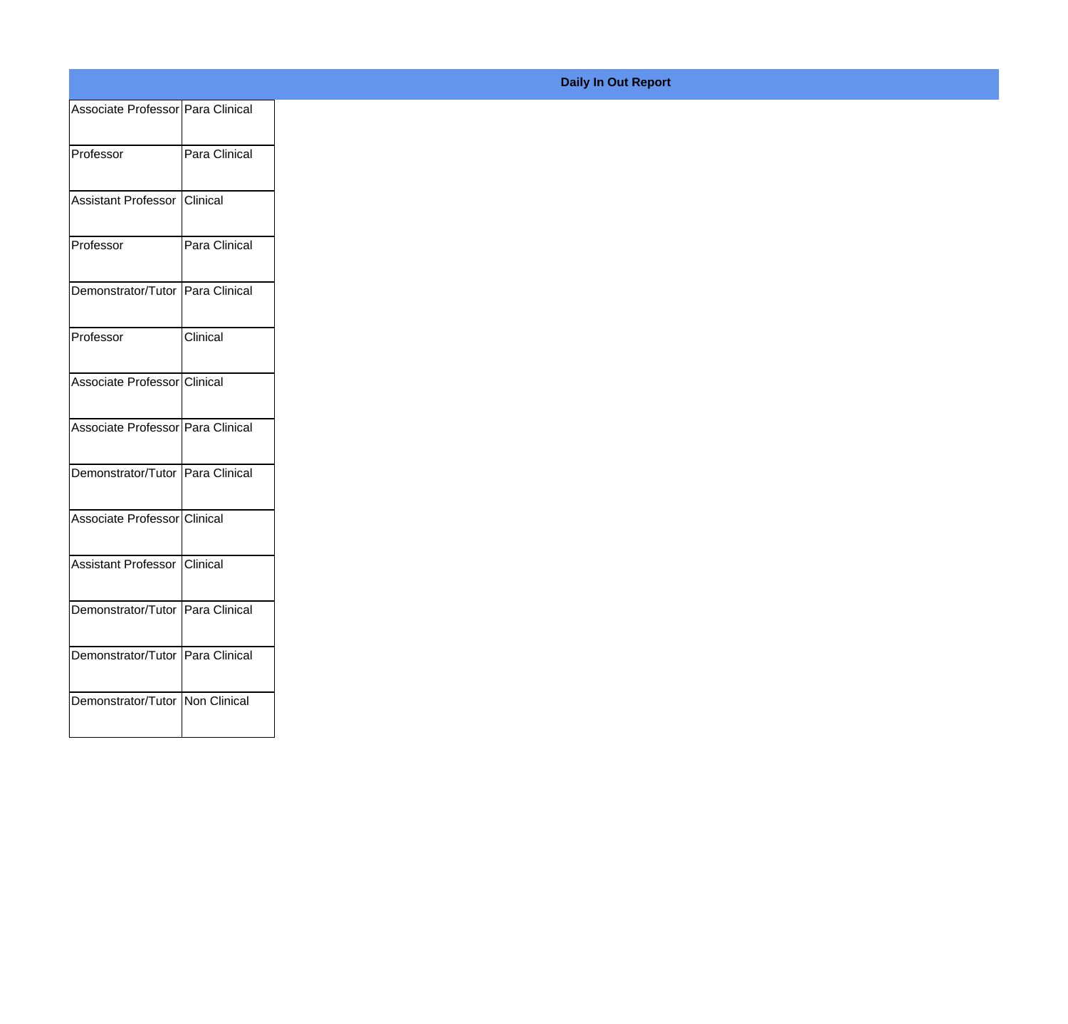**Daily In Out Report**

| | |
|---|---|
| Associate Professor | Para Clinical |
| Professor | Para Clinical |
| Assistant Professor | Clinical |
| Professor | Para Clinical |
| Demonstrator/Tutor | Para Clinical |
| Professor | Clinical |
| Associate Professor | Clinical |
| Associate Professor | Para Clinical |
| Demonstrator/Tutor | Para Clinical |
| Associate Professor | Clinical |
| Assistant Professor | Clinical |
| Demonstrator/Tutor | Para Clinical |
| Demonstrator/Tutor | Para Clinical |
| Demonstrator/Tutor | Non Clinical |